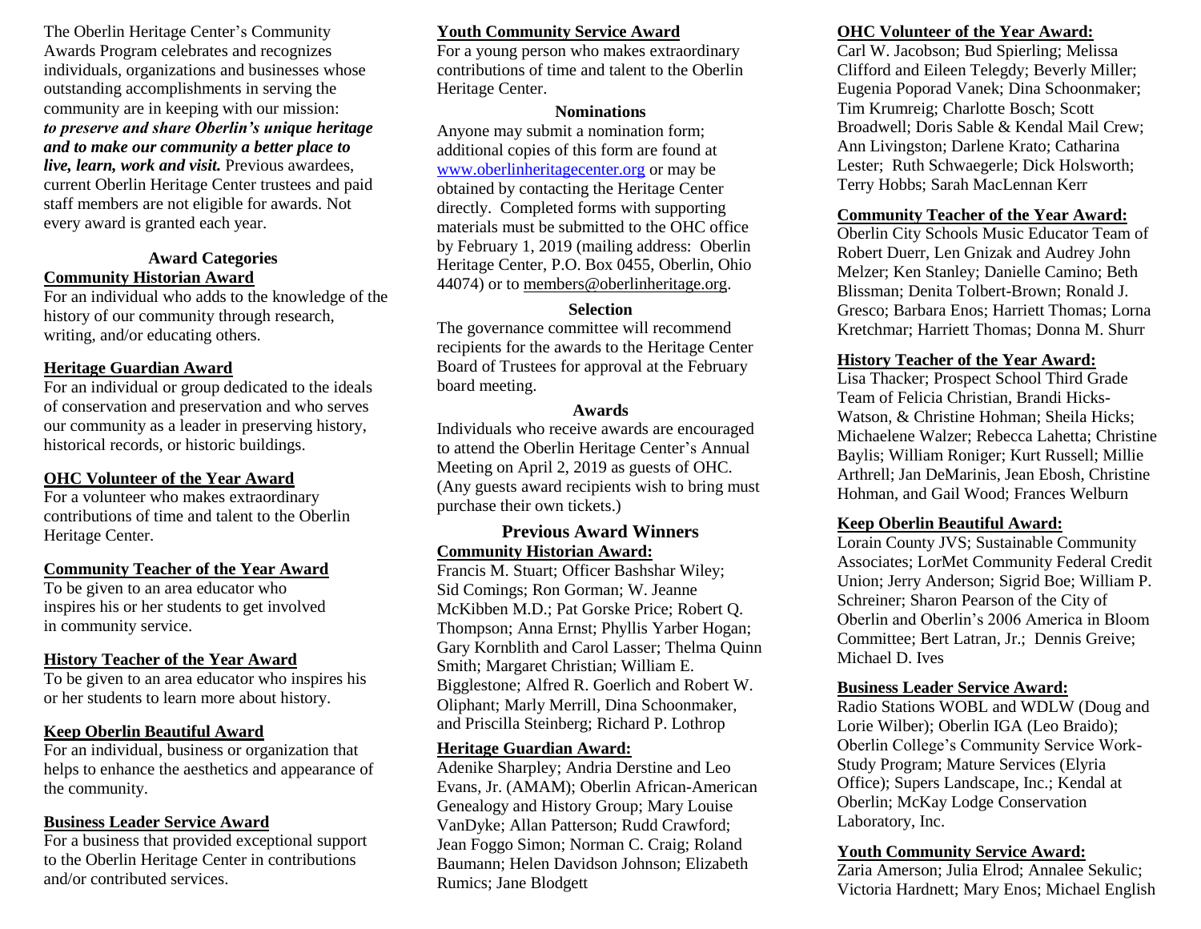The Oberlin Heritage Center's Community Awards Program celebrates and recognizes individuals, organizations and businesses whose outstanding accomplishments in serving the community are in keeping with our mission: ***to preserve and share Oberlin's unique heritage and to make our community a better place to live, learn, work and visit.*** Previous awardees, current Oberlin Heritage Center trustees and paid staff members are not eligible for awards. Not every award is granted each year.

## Award Categories

### Community Historian Award

For an individual who adds to the knowledge of the history of our community through research, writing, and/or educating others.

### Heritage Guardian Award

For an individual or group dedicated to the ideals of conservation and preservation and who serves our community as a leader in preserving history, historical records, or historic buildings.

### OHC Volunteer of the Year Award

For a volunteer who makes extraordinary contributions of time and talent to the Oberlin Heritage Center.

### Community Teacher of the Year Award

To be given to an area educator who inspires his or her students to get involved in community service.

### History Teacher of the Year Award

To be given to an area educator who inspires his or her students to learn more about history.

### Keep Oberlin Beautiful Award

For an individual, business or organization that helps to enhance the aesthetics and appearance of the community.

### Business Leader Service Award

For a business that provided exceptional support to the Oberlin Heritage Center in contributions and/or contributed services.

### Youth Community Service Award

For a young person who makes extraordinary contributions of time and talent to the Oberlin Heritage Center.

## Nominations

Anyone may submit a nomination form; additional copies of this form are found at www.oberlinheritagecenter.org or may be obtained by contacting the Heritage Center directly. Completed forms with supporting materials must be submitted to the OHC office by February 1, 2019 (mailing address: Oberlin Heritage Center, P.O. Box 0455, Oberlin, Ohio 44074) or to members@oberlinheritage.org.

## Selection

The governance committee will recommend recipients for the awards to the Heritage Center Board of Trustees for approval at the February board meeting.

## Awards

Individuals who receive awards are encouraged to attend the Oberlin Heritage Center's Annual Meeting on April 2, 2019 as guests of OHC. (Any guests award recipients wish to bring must purchase their own tickets.)

## Previous Award Winners

### Community Historian Award:

Francis M. Stuart; Officer Bashshar Wiley; Sid Comings; Ron Gorman; W. Jeanne McKibben M.D.; Pat Gorske Price; Robert Q. Thompson; Anna Ernst; Phyllis Yarber Hogan; Gary Kornblith and Carol Lasser; Thelma Quinn Smith; Margaret Christian; William E. Bigglestone; Alfred R. Goerlich and Robert W. Oliphant; Marly Merrill, Dina Schoonmaker, and Priscilla Steinberg; Richard P. Lothrop

### Heritage Guardian Award:

Adenike Sharpley; Andria Derstine and Leo Evans, Jr. (AMAM); Oberlin African-American Genealogy and History Group; Mary Louise VanDyke; Allan Patterson; Rudd Crawford; Jean Foggo Simon; Norman C. Craig; Roland Baumann; Helen Davidson Johnson; Elizabeth Rumics; Jane Blodgett

### OHC Volunteer of the Year Award:

Carl W. Jacobson; Bud Spierling; Melissa Clifford and Eileen Telegdy; Beverly Miller; Eugenia Poporad Vanek; Dina Schoonmaker; Tim Krumreig; Charlotte Bosch; Scott Broadwell; Doris Sable & Kendal Mail Crew; Ann Livingston; Darlene Krato; Catharina Lester; Ruth Schwaegerle; Dick Holsworth; Terry Hobbs; Sarah MacLennan Kerr

### Community Teacher of the Year Award:

Oberlin City Schools Music Educator Team of Robert Duerr, Len Gnizak and Audrey John Melzer; Ken Stanley; Danielle Camino; Beth Blissman; Denita Tolbert-Brown; Ronald J. Gresco; Barbara Enos; Harriett Thomas; Lorna Kretchmar; Harriett Thomas; Donna M. Shurr

### History Teacher of the Year Award:

Lisa Thacker; Prospect School Third Grade Team of Felicia Christian, Brandi Hicks-Watson, & Christine Hohman; Sheila Hicks; Michaelene Walzer; Rebecca Lahetta; Christine Baylis; William Roniger; Kurt Russell; Millie Arthrell; Jan DeMarinis, Jean Ebosh, Christine Hohman, and Gail Wood; Frances Welburn

### Keep Oberlin Beautiful Award:

Lorain County JVS; Sustainable Community Associates; LorMet Community Federal Credit Union; Jerry Anderson; Sigrid Boe; William P. Schreiner; Sharon Pearson of the City of Oberlin and Oberlin's 2006 America in Bloom Committee; Bert Latran, Jr.; Dennis Greive; Michael D. Ives

### Business Leader Service Award:

Radio Stations WOBL and WDLW (Doug and Lorie Wilber); Oberlin IGA (Leo Braido); Oberlin College's Community Service Work-Study Program; Mature Services (Elyria Office); Supers Landscape, Inc.; Kendal at Oberlin; McKay Lodge Conservation Laboratory, Inc.

### Youth Community Service Award:

Zaria Amerson; Julia Elrod; Annalee Sekulic; Victoria Hardnett; Mary Enos; Michael English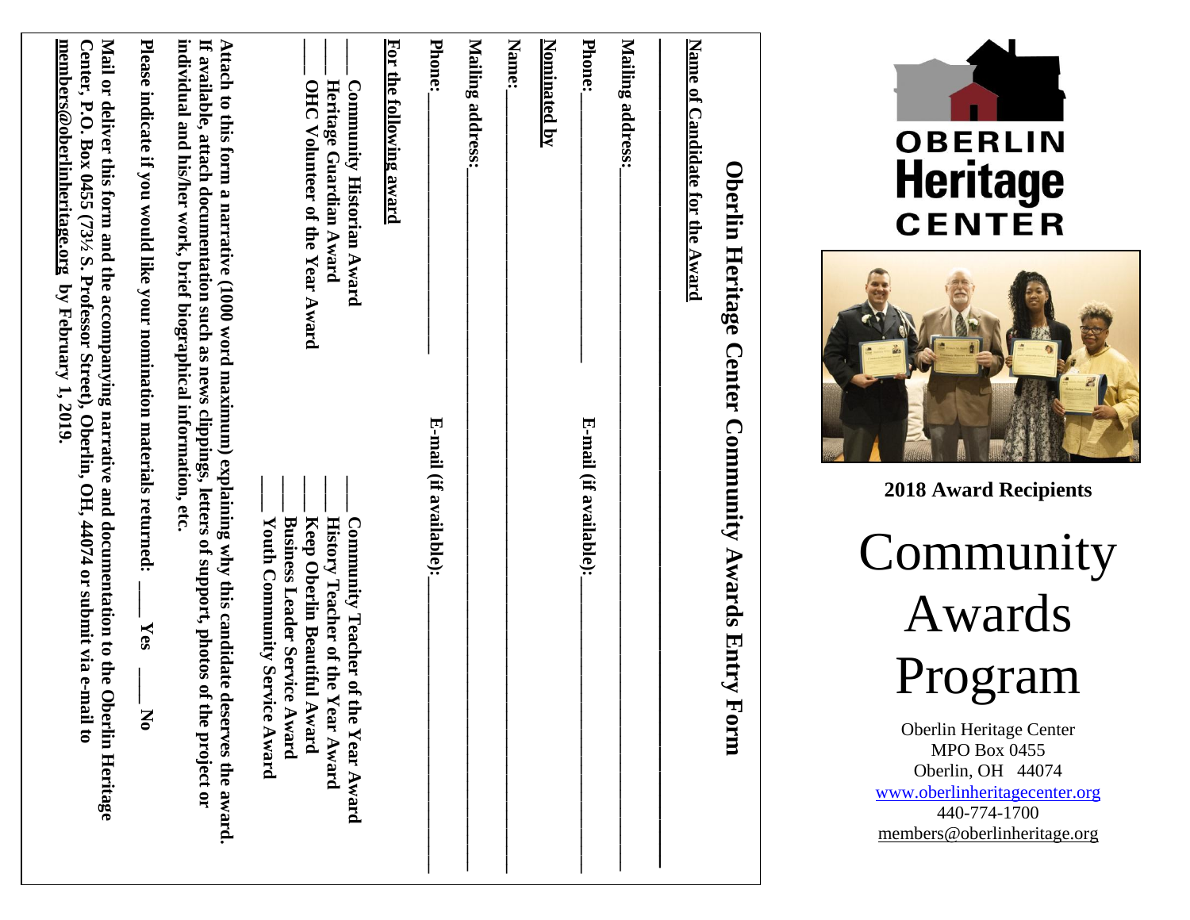# Oberlin Heritage Center Community Awards Entry Form

**Name of Candidate for the Award**

___________________________________________

**Mailing address:**___________________________________________

**Phone:**____________________ **E-mail (if available):**____________________

**Nominated by**

**Name:**___________________________________________

**Mailing address:**___________________________________________

**Phone:**____________________ **E-mail (if available):**____________________

**For the following award**

- ___ **Community Historian Award**
- ___ **Heritage Guardian Award**
- ___ **OHC Volunteer of the Year Award**
- ___ **Community Teacher of the Year Award**
- ___ **History Teacher of the Year Award**
- ___ **Keep Oberlin Beautiful Award**
- ___ **Business Leader Service Award**
- ___ **Youth Community Service Award**

**Attach to this form a narrative (1000 word maximum) explaining why this candidate deserves the award. If available, attach documentation such as news clippings, letters of support, photos of the project or individual and his/her work, brief biographical information, etc.**

**Please indicate if you would like your nomination materials returned: ___ Yes ___ No**

**Mail or deliver this form and the accompanying narrative and documentation to the Oberlin Heritage Center, P.O. Box 0455 (73½ S. Professor Street), Oberlin, OH, 44074 or submit via e-mail to members@oberlinheritage.org by February 1, 2019.**

OBERLIN Heritage CENTER

**2018 Award Recipients**

# Community Awards Program

Oberlin Heritage Center
MPO Box 0455
Oberlin, OH 44074
www.oberlinheritagecenter.org
440-774-1700
members@oberlinheritage.org